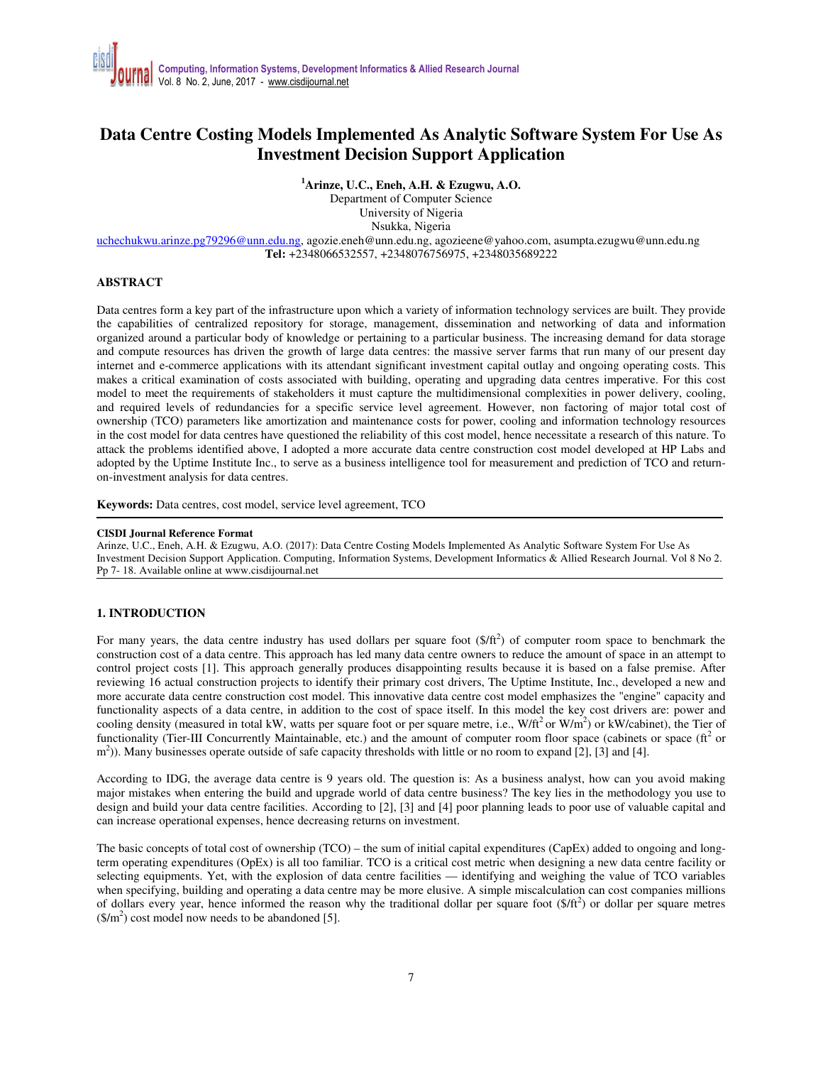# Data Centre Costing Models Implemented As Analytic Software System For Use As Investment Decision Support Application

**[1]Arinze, U.C., Eneh, A.H. & Ezugwu, A.O.**

Department of Computer Science
University of Nigeria
Nsukka, Nigeria

uchechukwu.arinze.pg79296@unn.edu.ng, agozie.eneh@unn.edu.ng, agozieene@yahoo.com, asumpta.ezugwu@unn.edu.ng
**Tel:** +2348066532557, +2348076756975, +2348035689222

## ABSTRACT

Data centres form a key part of the infrastructure upon which a variety of information technology services are built. They provide the capabilities of centralized repository for storage, management, dissemination and networking of data and information organized around a particular body of knowledge or pertaining to a particular business. The increasing demand for data storage and compute resources has driven the growth of large data centres: the massive server farms that run many of our present day internet and e-commerce applications with its attendant significant investment capital outlay and ongoing operating costs. This makes a critical examination of costs associated with building, operating and upgrading data centres imperative. For this cost model to meet the requirements of stakeholders it must capture the multidimensional complexities in power delivery, cooling, and required levels of redundancies for a specific service level agreement. However, non factoring of major total cost of ownership (TCO) parameters like amortization and maintenance costs for power, cooling and information technology resources in the cost model for data centres have questioned the reliability of this cost model, hence necessitate a research of this nature. To attack the problems identified above, I adopted a more accurate data centre construction cost model developed at HP Labs and adopted by the Uptime Institute Inc., to serve as a business intelligence tool for measurement and prediction of TCO and return-on-investment analysis for data centres.

**Keywords:** Data centres, cost model, service level agreement, TCO

**CISDI Journal Reference Format**
Arinze, U.C., Eneh, A.H. & Ezugwu, A.O. (2017): Data Centre Costing Models Implemented As Analytic Software System For Use As Investment Decision Support Application. Computing, Information Systems, Development Informatics & Allied Research Journal. Vol 8 No 2. Pp 7- 18. Available online at www.cisdijournal.net

## 1. INTRODUCTION

For many years, the data centre industry has used dollars per square foot ($\$/ft^2$) of computer room space to benchmark the construction cost of a data centre. This approach has led many data centre owners to reduce the amount of space in an attempt to control project costs [1]. This approach generally produces disappointing results because it is based on a false premise. After reviewing 16 actual construction projects to identify their primary cost drivers, The Uptime Institute, Inc., developed a new and more accurate data centre construction cost model. This innovative data centre cost model emphasizes the "engine" capacity and functionality aspects of a data centre, in addition to the cost of space itself. In this model the key cost drivers are: power and cooling density (measured in total kW, watts per square foot or per square metre, i.e., $W/ft^2$ or $W/m^2$) or kW/cabinet), the Tier of functionality (Tier-III Concurrently Maintainable, etc.) and the amount of computer room floor space (cabinets or space ($ft^2$ or $m^2$)). Many businesses operate outside of safe capacity thresholds with little or no room to expand [2], [3] and [4].

According to IDG, the average data centre is 9 years old. The question is: As a business analyst, how can you avoid making major mistakes when entering the build and upgrade world of data centre business? The key lies in the methodology you use to design and build your data centre facilities. According to [2], [3] and [4] poor planning leads to poor use of valuable capital and can increase operational expenses, hence decreasing returns on investment.

The basic concepts of total cost of ownership (TCO) – the sum of initial capital expenditures (CapEx) added to ongoing and long-term operating expenditures (OpEx) is all too familiar. TCO is a critical cost metric when designing a new data centre facility or selecting equipments. Yet, with the explosion of data centre facilities — identifying and weighing the value of TCO variables when specifying, building and operating a data centre may be more elusive. A simple miscalculation can cost companies millions of dollars every year, hence informed the reason why the traditional dollar per square foot ($\$/ft^2$) or dollar per square metres ($\$/m^2$) cost model now needs to be abandoned [5].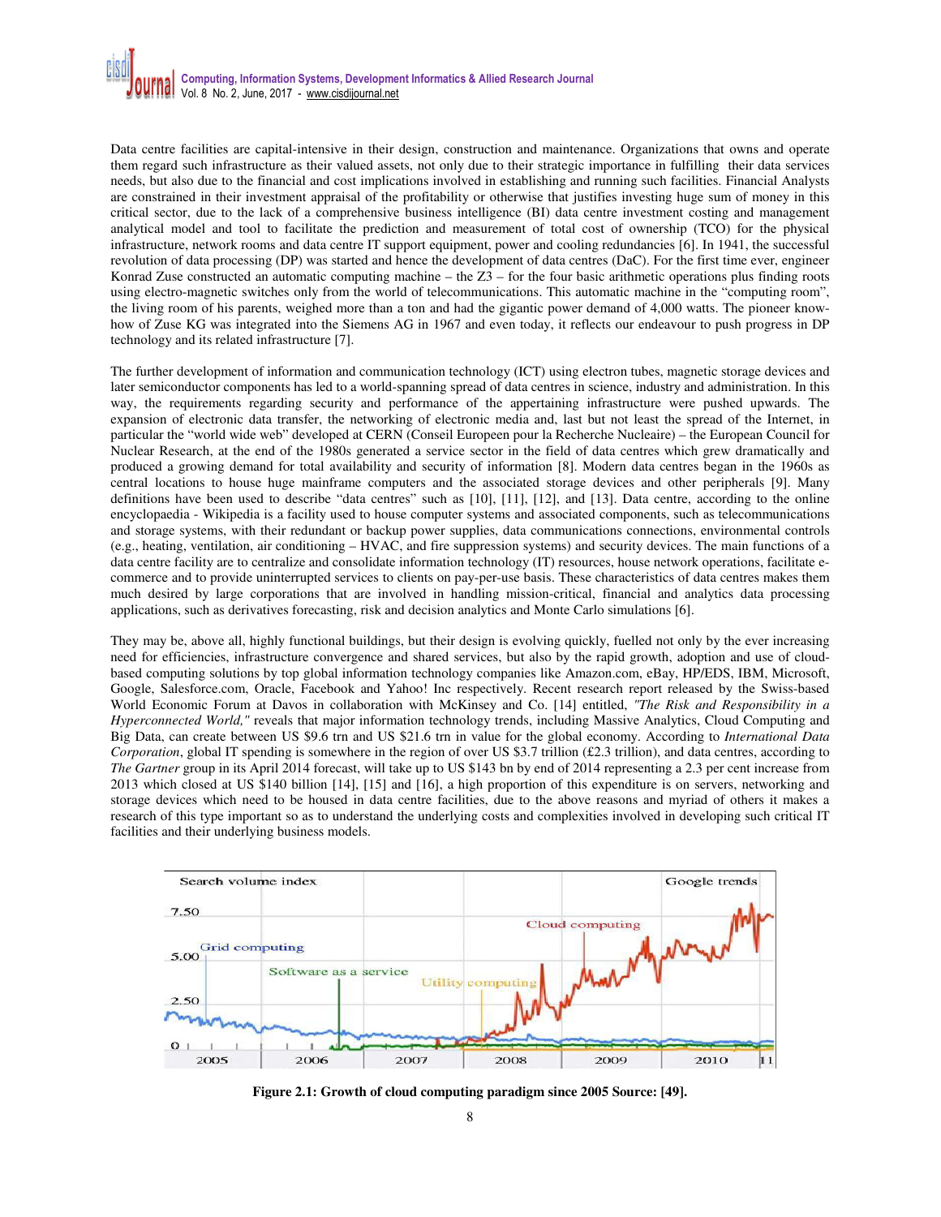Data centre facilities are capital-intensive in their design, construction and maintenance. Organizations that owns and operate them regard such infrastructure as their valued assets, not only due to their strategic importance in fulfilling their data services needs, but also due to the financial and cost implications involved in establishing and running such facilities. Financial Analysts are constrained in their investment appraisal of the profitability or otherwise that justifies investing huge sum of money in this critical sector, due to the lack of a comprehensive business intelligence (BI) data centre investment costing and management analytical model and tool to facilitate the prediction and measurement of total cost of ownership (TCO) for the physical infrastructure, network rooms and data centre IT support equipment, power and cooling redundancies [6]. In 1941, the successful revolution of data processing (DP) was started and hence the development of data centres (DaC). For the first time ever, engineer Konrad Zuse constructed an automatic computing machine – the Z3 – for the four basic arithmetic operations plus finding roots using electro-magnetic switches only from the world of telecommunications. This automatic machine in the "computing room", the living room of his parents, weighed more than a ton and had the gigantic power demand of 4,000 watts. The pioneer know-how of Zuse KG was integrated into the Siemens AG in 1967 and even today, it reflects our endeavour to push progress in DP technology and its related infrastructure [7].

The further development of information and communication technology (ICT) using electron tubes, magnetic storage devices and later semiconductor components has led to a world-spanning spread of data centres in science, industry and administration. In this way, the requirements regarding security and performance of the appertaining infrastructure were pushed upwards. The expansion of electronic data transfer, the networking of electronic media and, last but not least the spread of the Internet, in particular the "world wide web" developed at CERN (Conseil Europeen pour la Recherche Nucleaire) – the European Council for Nuclear Research, at the end of the 1980s generated a service sector in the field of data centres which grew dramatically and produced a growing demand for total availability and security of information [8]. Modern data centres began in the 1960s as central locations to house huge mainframe computers and the associated storage devices and other peripherals [9]. Many definitions have been used to describe "data centres" such as [10], [11], [12], and [13]. Data centre, according to the online encyclopaedia - Wikipedia is a facility used to house computer systems and associated components, such as telecommunications and storage systems, with their redundant or backup power supplies, data communications connections, environmental controls (e.g., heating, ventilation, air conditioning – HVAC, and fire suppression systems) and security devices. The main functions of a data centre facility are to centralize and consolidate information technology (IT) resources, house network operations, facilitate e-commerce and to provide uninterrupted services to clients on pay-per-use basis. These characteristics of data centres makes them much desired by large corporations that are involved in handling mission-critical, financial and analytics data processing applications, such as derivatives forecasting, risk and decision analytics and Monte Carlo simulations [6].

They may be, above all, highly functional buildings, but their design is evolving quickly, fuelled not only by the ever increasing need for efficiencies, infrastructure convergence and shared services, but also by the rapid growth, adoption and use of cloud-based computing solutions by top global information technology companies like Amazon.com, eBay, HP/EDS, IBM, Microsoft, Google, Salesforce.com, Oracle, Facebook and Yahoo! Inc respectively. Recent research report released by the Swiss-based World Economic Forum at Davos in collaboration with McKinsey and Co. [14] entitled, *"The Risk and Responsibility in a Hyperconnected World,"* reveals that major information technology trends, including Massive Analytics, Cloud Computing and Big Data, can create between US $9.6 trn and US $21.6 trn in value for the global economy. According to *International Data Corporation*, global IT spending is somewhere in the region of over US $3.7 trillion (£2.3 trillion), and data centres, according to *The Gartner* group in its April 2014 forecast, will take up to US $143 bn by end of 2014 representing a 2.3 per cent increase from 2013 which closed at US $140 billion [14], [15] and [16], a high proportion of this expenditure is on servers, networking and storage devices which need to be housed in data centre facilities, due to the above reasons and myriad of others it makes a research of this type important so as to understand the underlying costs and complexities involved in developing such critical IT facilities and their underlying business models.

**Figure 2.1: Growth of cloud computing paradigm since 2005 Source: [49].**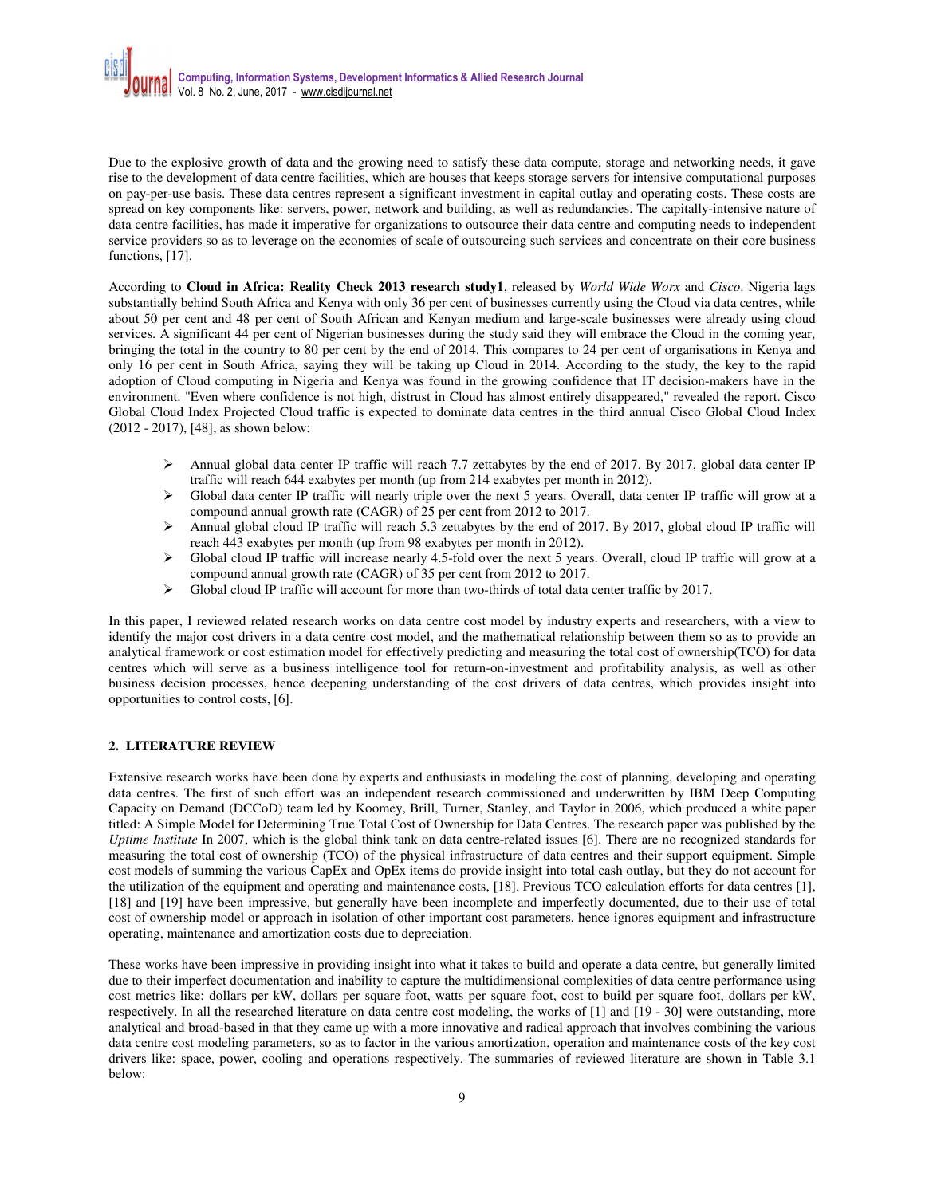Due to the explosive growth of data and the growing need to satisfy these data compute, storage and networking needs, it gave rise to the development of data centre facilities, which are houses that keeps storage servers for intensive computational purposes on pay-per-use basis. These data centres represent a significant investment in capital outlay and operating costs. These costs are spread on key components like: servers, power, network and building, as well as redundancies. The capitally-intensive nature of data centre facilities, has made it imperative for organizations to outsource their data centre and computing needs to independent service providers so as to leverage on the economies of scale of outsourcing such services and concentrate on their core business functions, [17].

According to **Cloud in Africa: Reality Check 2013 research study1**, released by *World Wide Worx* and *Cisco*. Nigeria lags substantially behind South Africa and Kenya with only 36 per cent of businesses currently using the Cloud via data centres, while about 50 per cent and 48 per cent of South African and Kenyan medium and large-scale businesses were already using cloud services. A significant 44 per cent of Nigerian businesses during the study said they will embrace the Cloud in the coming year, bringing the total in the country to 80 per cent by the end of 2014. This compares to 24 per cent of organisations in Kenya and only 16 per cent in South Africa, saying they will be taking up Cloud in 2014. According to the study, the key to the rapid adoption of Cloud computing in Nigeria and Kenya was found in the growing confidence that IT decision-makers have in the environment. "Even where confidence is not high, distrust in Cloud has almost entirely disappeared," revealed the report. Cisco Global Cloud Index Projected Cloud traffic is expected to dominate data centres in the third annual Cisco Global Cloud Index (2012 - 2017), [48], as shown below:

- Annual global data center IP traffic will reach 7.7 zettabytes by the end of 2017. By 2017, global data center IP traffic will reach 644 exabytes per month (up from 214 exabytes per month in 2012).
- Global data center IP traffic will nearly triple over the next 5 years. Overall, data center IP traffic will grow at a compound annual growth rate (CAGR) of 25 per cent from 2012 to 2017.
- Annual global cloud IP traffic will reach 5.3 zettabytes by the end of 2017. By 2017, global cloud IP traffic will reach 443 exabytes per month (up from 98 exabytes per month in 2012).
- Global cloud IP traffic will increase nearly 4.5-fold over the next 5 years. Overall, cloud IP traffic will grow at a compound annual growth rate (CAGR) of 35 per cent from 2012 to 2017.
- Global cloud IP traffic will account for more than two-thirds of total data center traffic by 2017.

In this paper, I reviewed related research works on data centre cost model by industry experts and researchers, with a view to identify the major cost drivers in a data centre cost model, and the mathematical relationship between them so as to provide an analytical framework or cost estimation model for effectively predicting and measuring the total cost of ownership(TCO) for data centres which will serve as a business intelligence tool for return-on-investment and profitability analysis, as well as other business decision processes, hence deepening understanding of the cost drivers of data centres, which provides insight into opportunities to control costs, [6].

## 2. LITERATURE REVIEW

Extensive research works have been done by experts and enthusiasts in modeling the cost of planning, developing and operating data centres. The first of such effort was an independent research commissioned and underwritten by IBM Deep Computing Capacity on Demand (DCCoD) team led by Koomey, Brill, Turner, Stanley, and Taylor in 2006, which produced a white paper titled: A Simple Model for Determining True Total Cost of Ownership for Data Centres. The research paper was published by the *Uptime Institute* In 2007, which is the global think tank on data centre-related issues [6]. There are no recognized standards for measuring the total cost of ownership (TCO) of the physical infrastructure of data centres and their support equipment. Simple cost models of summing the various CapEx and OpEx items do provide insight into total cash outlay, but they do not account for the utilization of the equipment and operating and maintenance costs, [18]. Previous TCO calculation efforts for data centres [1], [18] and [19] have been impressive, but generally have been incomplete and imperfectly documented, due to their use of total cost of ownership model or approach in isolation of other important cost parameters, hence ignores equipment and infrastructure operating, maintenance and amortization costs due to depreciation.

These works have been impressive in providing insight into what it takes to build and operate a data centre, but generally limited due to their imperfect documentation and inability to capture the multidimensional complexities of data centre performance using cost metrics like: dollars per kW, dollars per square foot, watts per square foot, cost to build per square foot, dollars per kW, respectively. In all the researched literature on data centre cost modeling, the works of [1] and [19 - 30] were outstanding, more analytical and broad-based in that they came up with a more innovative and radical approach that involves combining the various data centre cost modeling parameters, so as to factor in the various amortization, operation and maintenance costs of the key cost drivers like: space, power, cooling and operations respectively. The summaries of reviewed literature are shown in Table 3.1 below: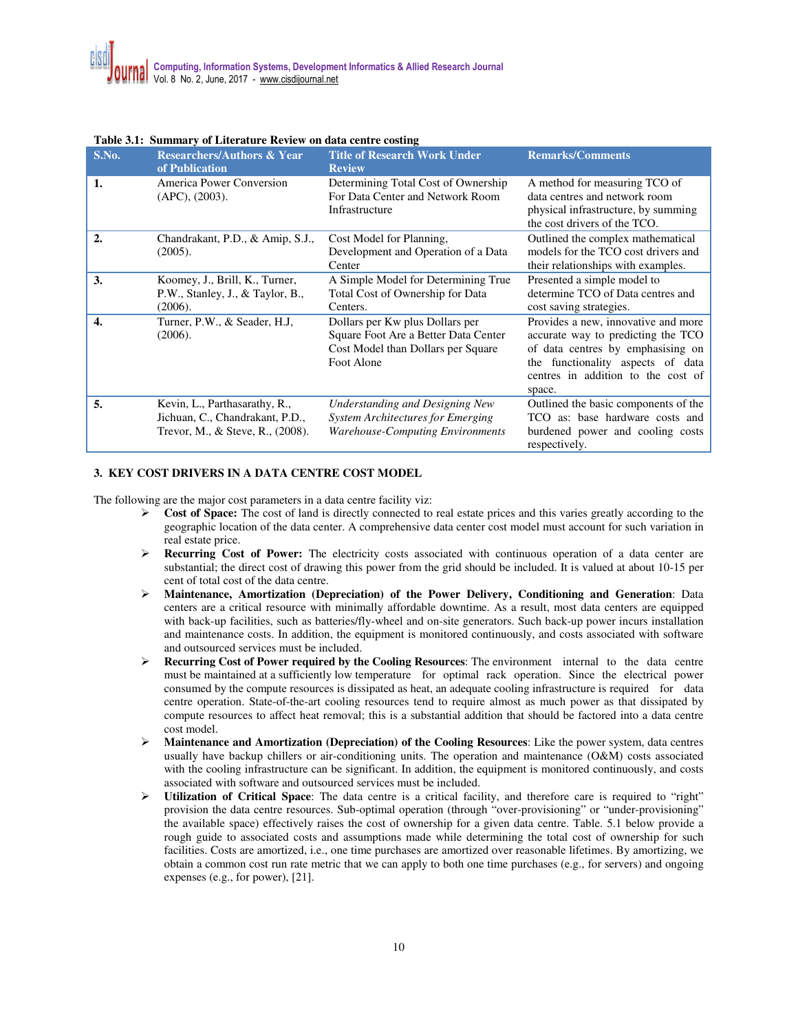**Table 3.1: Summary of Literature Review on data centre costing**

| S.No. | Researchers/Authors & Year of Publication | Title of Research Work Under Review | Remarks/Comments |
|---|---|---|---|
| **1.** | America Power Conversion (APC), (2003). | Determining Total Cost of Ownership For Data Center and Network Room Infrastructure | A method for measuring TCO of data centres and network room physical infrastructure, by summing the cost drivers of the TCO. |
| **2.** | Chandrakant, P.D., & Amip, S.J., (2005). | Cost Model for Planning, Development and Operation of a Data Center | Outlined the complex mathematical models for the TCO cost drivers and their relationships with examples. |
| **3.** | Koomey, J., Brill, K., Turner, P.W., Stanley, J., & Taylor, B., (2006). | A Simple Model for Determining True Total Cost of Ownership for Data Centers. | Presented a simple model to determine TCO of Data centres and cost saving strategies. |
| **4.** | Turner, P.W., & Seader, H.J, (2006). | Dollars per Kw plus Dollars per Square Foot Are a Better Data Center Cost Model than Dollars per Square Foot Alone | Provides a new, innovative and more accurate way to predicting the TCO of data centres by emphasising on the functionality aspects of data centres in addition to the cost of space. |
| **5.** | Kevin, L., Parthasarathy, R., Jichuan, C., Chandrakant, P.D., Trevor, M., & Steve, R., (2008). | *Understanding and Designing New System Architectures for Emerging Warehouse-Computing Environments* | Outlined the basic components of the TCO as: base hardware costs and burdened power and cooling costs respectively. |

## 3. KEY COST DRIVERS IN A DATA CENTRE COST MODEL

The following are the major cost parameters in a data centre facility viz:

- **Cost of Space:** The cost of land is directly connected to real estate prices and this varies greatly according to the geographic location of the data center. A comprehensive data center cost model must account for such variation in real estate price.
- **Recurring Cost of Power:** The electricity costs associated with continuous operation of a data center are substantial; the direct cost of drawing this power from the grid should be included. It is valued at about 10-15 per cent of total cost of the data centre.
- **Maintenance, Amortization (Depreciation) of the Power Delivery, Conditioning and Generation**: Data centers are a critical resource with minimally affordable downtime. As a result, most data centers are equipped with back-up facilities, such as batteries/fly-wheel and on-site generators. Such back-up power incurs installation and maintenance costs. In addition, the equipment is monitored continuously, and costs associated with software and outsourced services must be included.
- **Recurring Cost of Power required by the Cooling Resources**: The environment internal to the data centre must be maintained at a sufficiently low temperature for optimal rack operation. Since the electrical power consumed by the compute resources is dissipated as heat, an adequate cooling infrastructure is required for data centre operation. State-of-the-art cooling resources tend to require almost as much power as that dissipated by compute resources to affect heat removal; this is a substantial addition that should be factored into a data centre cost model.
- **Maintenance and Amortization (Depreciation) of the Cooling Resources**: Like the power system, data centres usually have backup chillers or air-conditioning units. The operation and maintenance (O&M) costs associated with the cooling infrastructure can be significant. In addition, the equipment is monitored continuously, and costs associated with software and outsourced services must be included.
- **Utilization of Critical Space**: The data centre is a critical facility, and therefore care is required to "right" provision the data centre resources. Sub-optimal operation (through "over-provisioning" or "under-provisioning" the available space) effectively raises the cost of ownership for a given data centre. Table. 5.1 below provide a rough guide to associated costs and assumptions made while determining the total cost of ownership for such facilities. Costs are amortized, i.e., one time purchases are amortized over reasonable lifetimes. By amortizing, we obtain a common cost run rate metric that we can apply to both one time purchases (e.g., for servers) and ongoing expenses (e.g., for power), [21].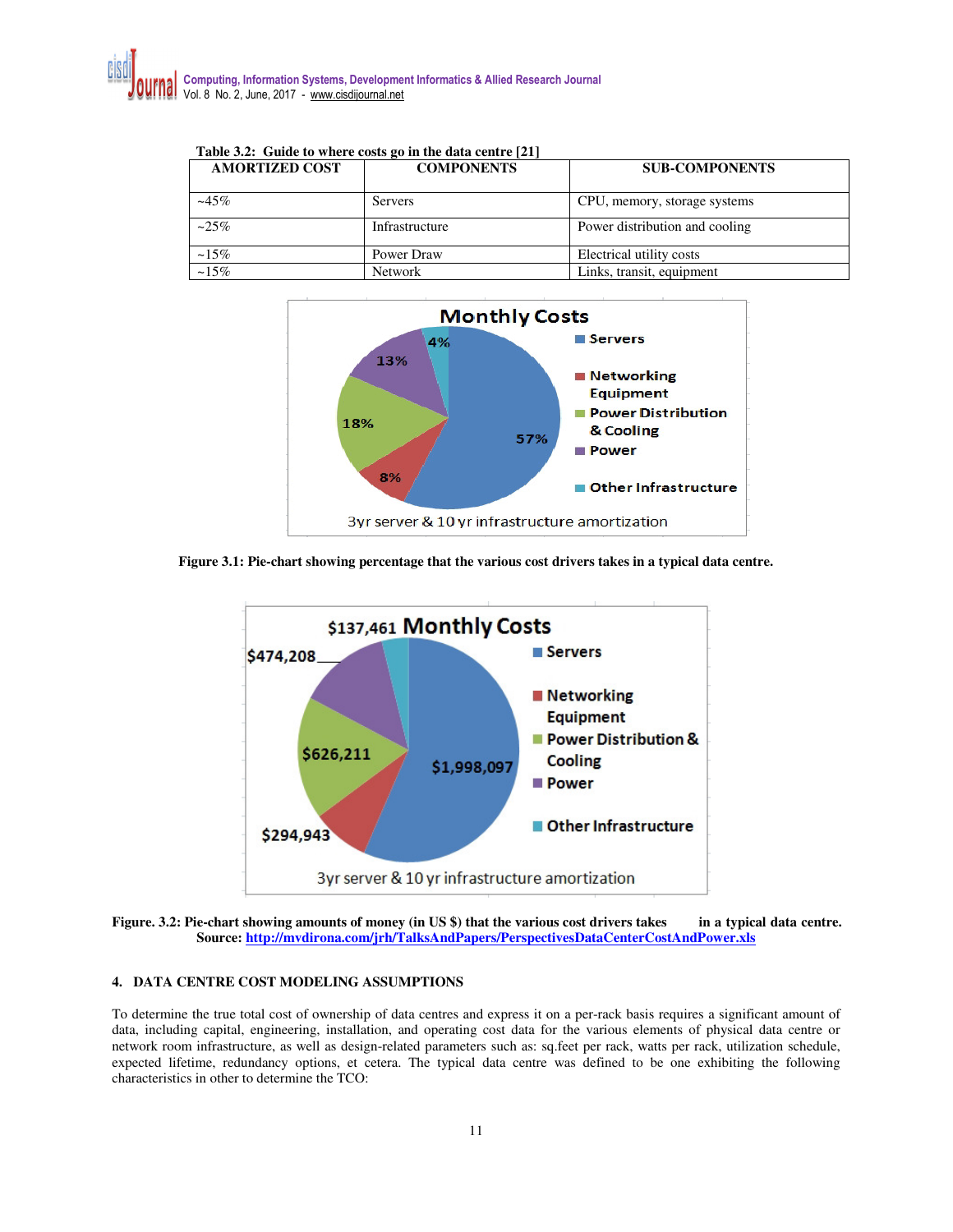Table 3.2: Guide to where costs go in the data centre [21]

| AMORTIZED COST | COMPONENTS | SUB-COMPONENTS |
|---|---|---|
| ~45% | Servers | CPU, memory, storage systems |
| ~25% | Infrastructure | Power distribution and cooling |
| ~15% | Power Draw | Electrical utility costs |
| ~15% | Network | Links, transit, equipment |

**Figure 3.1: Pie-chart showing percentage that the various cost drivers takes in a typical data centre.**

**Figure. 3.2: Pie-chart showing amounts of money (in US $) that the various cost drivers takes in a typical data centre. Source: http://mvdirona.com/jrh/TalksAndPapers/PerspectivesDataCenterCostAndPower.xls**

## 4. DATA CENTRE COST MODELING ASSUMPTIONS

To determine the true total cost of ownership of data centres and express it on a per-rack basis requires a significant amount of data, including capital, engineering, installation, and operating cost data for the various elements of physical data centre or network room infrastructure, as well as design-related parameters such as: sq.feet per rack, watts per rack, utilization schedule, expected lifetime, redundancy options, et cetera. The typical data centre was defined to be one exhibiting the following characteristics in other to determine the TCO: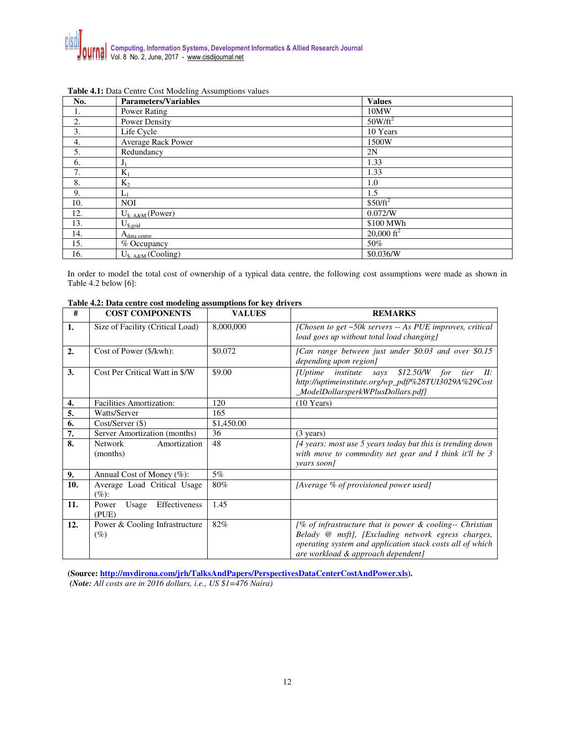**Table 4.1:** Data Centre Cost Modeling Assumptions values

| No. | Parameters/Variables | Values |
|---|---|---|
| 1. | Power Rating | 10MW |
| 2. | Power Density | 50W/ft$^2$ |
| 3. | Life Cycle | 10 Years |
| 4. | Average Rack Power | 1500W |
| 5. | Redundancy | 2N |
| 6. | $J_1$ | 1.33 |
| 7. | $K_1$ | 1.33 |
| 8. | $K_2$ | 1.0 |
| 9. | $L_1$ | 1.5 |
| 10. | NOI | \$50/ft$^2$ |
| 12. | $U_{\$,\ A\&M}$ (Power) | 0.072/W |
| 13. | $U_{\$,grid}$ | \$100 MWh |
| 14. | $A_{data\ centre}$ | 20,000 ft$^2$ |
| 15. | % Occupancy | 50% |
| 16. | $U_{\$,\ A\&M}$ (Cooling) | \$0.036/W |

In order to model the total cost of ownership of a typical data centre, the following cost assumptions were made as shown in Table 4.2 below [6]:

**Table 4.2: Data centre cost modeling assumptions for key drivers**

| # | COST COMPONENTS | VALUES | REMARKS |
|---|---|---|---|
| **1.** | Size of Facility (Critical Load) | 8,000,000 | *[Chosen to get ~50k servers -- As PUE improves, critical load goes up without total load changing]* |
| **2.** | Cost of Power ($/kwh): | $0.072 | *[Can range between just under $0.03 and over $0.15 depending upon region]* |
| **3.** | Cost Per Critical Watt in $/W | $9.00 | *[Uptime institute says $12.50/W for tier II: http://uptimeinstitute.org/wp_pdf/%28TUI3029A%29Cost_ModelDollarsperkWPlusDollars.pdf]* |
| **4.** | Facilities Amortization: | 120 | (10 Years) |
| **5.** | Watts/Server | 165 | |
| **6.** | Cost/Server ($) | $1,450.00 | |
| **7.** | Server Amortization (months) | 36 | (3 years) |
| **8.** | Network Amortization (months) | 48 | *[4 years: most use 5 years today but this is trending down with move to commodity net gear and I think it'll be 3 years soon]* |
| **9.** | Annual Cost of Money (%): | 5% | |
| **10.** | Average Load Critical Usage (%): | 80% | *[Average % of provisioned power used]* |
| **11.** | Power Usage Effectiveness (PUE) | 1.45 | |
| **12.** | Power & Cooling Infrastructure (%) | 82% | *[% of infrastructure that is power & cooling-- Christian Belady @ msft], [Excluding network egress charges, operating system and application stack costs all of which are workload & approach dependent]* |

**(Source: http://mvdirona.com/jrh/TalksAndPapers/PerspectivesDataCenterCostAndPower.xls).**
*(**Note:** All costs are in 2016 dollars, i.e., US $1=476 Naira)*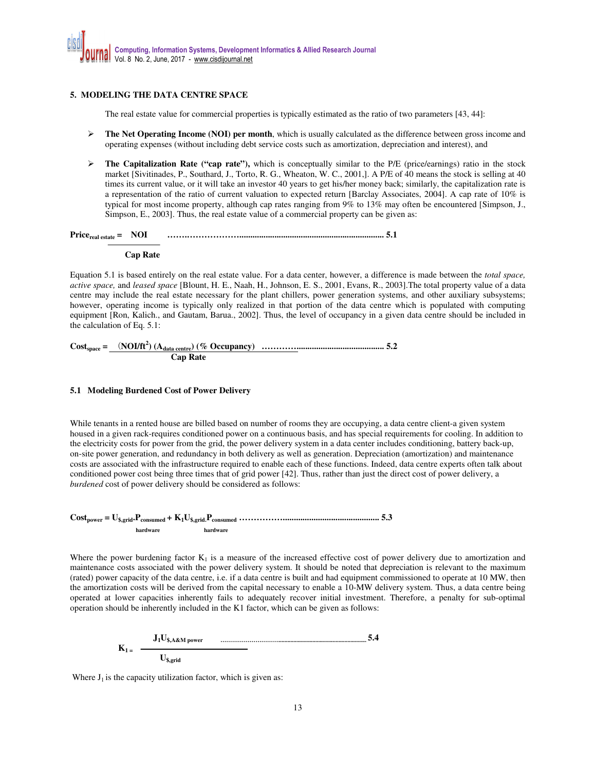## 5. MODELING THE DATA CENTRE SPACE

The real estate value for commercial properties is typically estimated as the ratio of two parameters [43, 44]:

- **The Net Operating Income (NOI) per month**, which is usually calculated as the difference between gross income and operating expenses (without including debt service costs such as amortization, depreciation and interest), and
- **The Capitalization Rate ("cap rate"),** which is conceptually similar to the P/E (price/earnings) ratio in the stock market [Sivitinades, P., Southard, J., Torto, R. G., Wheaton, W. C., 2001,]. A P/E of 40 means the stock is selling at 40 times its current value, or it will take an investor 40 years to get his/her money back; similarly, the capitalization rate is a representation of the ratio of current valuation to expected return [Barclay Associates, 2004]. A cap rate of 10% is typical for most income property, although cap rates ranging from 9% to 13% may often be encountered [Simpson, J., Simpson, E., 2003]. Thus, the real estate value of a commercial property can be given as:

$$\text{Price}_{\text{real estate}} = \frac{\text{NOI}}{\text{Cap Rate}} \qquad (5.1)$$

Equation 5.1 is based entirely on the real estate value. For a data center, however, a difference is made between the *total space, active space,* and *leased space* [Blount, H. E., Naah, H., Johnson, E. S., 2001, Evans, R., 2003].The total property value of a data centre may include the real estate necessary for the plant chillers, power generation systems, and other auxiliary subsystems; however, operating income is typically only realized in that portion of the data centre which is populated with computing equipment [Ron, Kalich., and Gautam, Barua., 2002]. Thus, the level of occupancy in a given data centre should be included in the calculation of Eq. 5.1:

$$\text{Cost}_{\text{space}} = \frac{(\text{NOI/ft}^2)\,(A_{\text{data centre}})\,(\%\ \text{Occupancy})}{\text{Cap Rate}} \qquad (5.2)$$

### 5.1 Modeling Burdened Cost of Power Delivery

While tenants in a rented house are billed based on number of rooms they are occupying, a data centre client-a given system housed in a given rack-requires conditioned power on a continuous basis, and has special requirements for cooling. In addition to the electricity costs for power from the grid, the power delivery system in a data center includes conditioning, battery back-up, on-site power generation, and redundancy in both delivery as well as generation. Depreciation (amortization) and maintenance costs are associated with the infrastructure required to enable each of these functions. Indeed, data centre experts often talk about conditioned power cost being three times that of grid power [42]. Thus, rather than just the direct cost of power delivery, a *burdened* cost of power delivery should be considered as follows:

$$\text{Cost}_{\text{power}} = U_{\$,grid}.P_{\substack{\text{consumed}\\ \text{hardware}}} + K_1 U_{\$,grid}.P_{\substack{\text{consumed}\\ \text{hardware}}} \qquad (5.3)$$

Where the power burdening factor $K_1$ is a measure of the increased effective cost of power delivery due to amortization and maintenance costs associated with the power delivery system. It should be noted that depreciation is relevant to the maximum (rated) power capacity of the data centre, i.e. if a data centre is built and had equipment commissioned to operate at 10 MW, then the amortization costs will be derived from the capital necessary to enable a 10-MW delivery system. Thus, a data centre being operated at lower capacities inherently fails to adequately recover initial investment. Therefore, a penalty for sub-optimal operation should be inherently included in the K1 factor, which can be given as follows:

$$K_1 = \frac{J_1 U_{\$,A\&M\ power}}{U_{\$,grid}} \qquad (5.4)$$

Where $J_1$ is the capacity utilization factor, which is given as: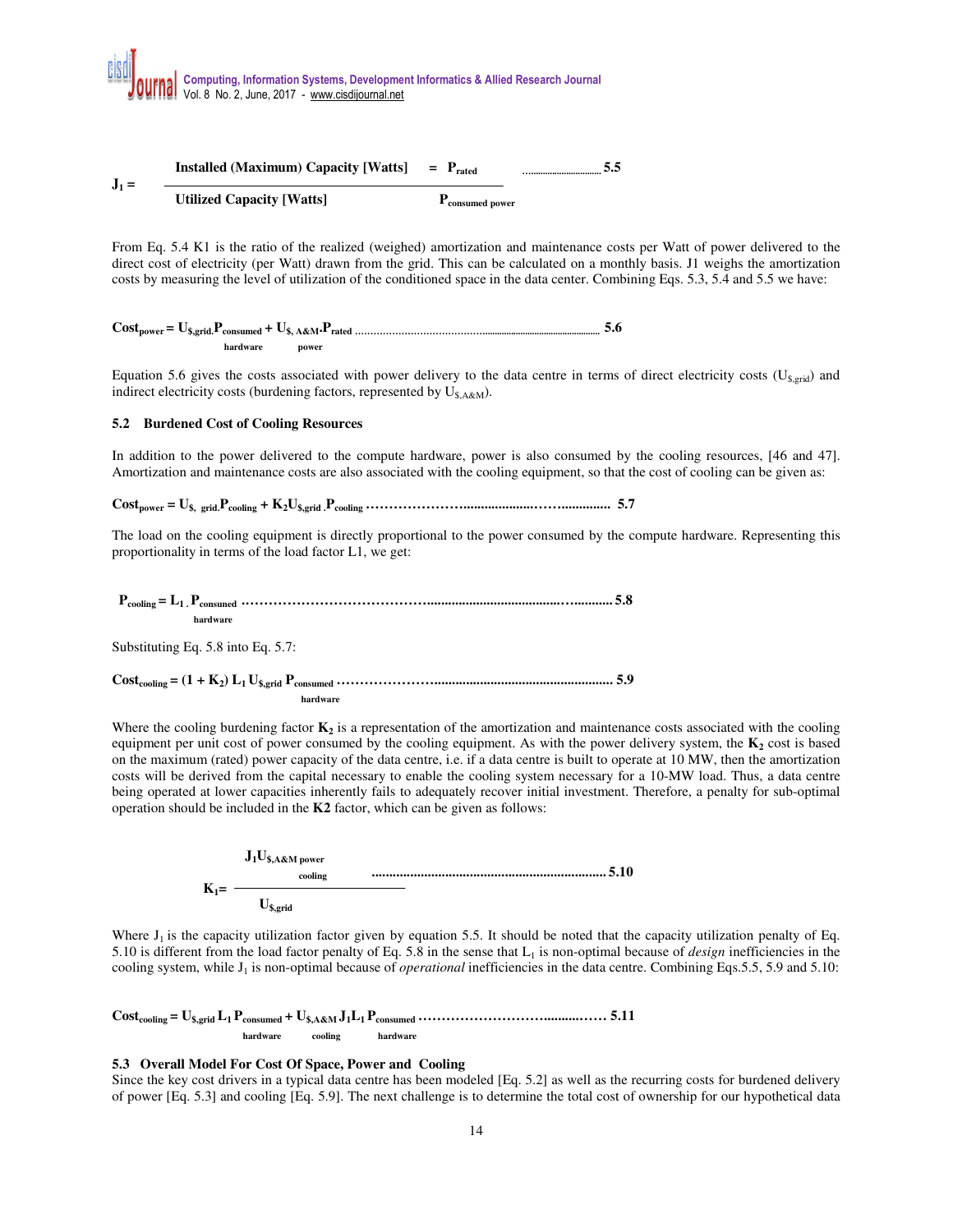$$J_1 = \frac{\text{Installed (Maximum) Capacity [Watts]}}{\text{Utilized Capacity [Watts]}} = \frac{P_{rated}}{P_{consumed\ power}} \quad \text{.................................. 5.5}$$

From Eq. 5.4 K1 is the ratio of the realized (weighed) amortization and maintenance costs per Watt of power delivered to the direct cost of electricity (per Watt) drawn from the grid. This can be calculated on a monthly basis. J1 weighs the amortization costs by measuring the level of utilization of the conditioned space in the data center. Combining Eqs. 5.3, 5.4 and 5.5 we have:

$$Cost_{power} = U_{\$,grid}.P_{consumed\ hardware} + U_{\$,\ A\&M}.P_{rated\ power} \quad \text{........................ 5.6}$$

Equation 5.6 gives the costs associated with power delivery to the data centre in terms of direct electricity costs ($U_{\$,grid}$) and indirect electricity costs (burdening factors, represented by $U_{\$,A\&M}$).

### 5.2 Burdened Cost of Cooling Resources

In addition to the power delivered to the compute hardware, power is also consumed by the cooling resources, [46 and 47]. Amortization and maintenance costs are also associated with the cooling equipment, so that the cost of cooling can be given as:

$$Cost_{power} = U_{\$,\ grid}.P_{cooling} + K_2 U_{\$,grid}\ .P_{cooling} \quad \text{........................ 5.7}$$

The load on the cooling equipment is directly proportional to the power consumed by the compute hardware. Representing this proportionality in terms of the load factor L1, we get:

$$P_{cooling} = L_1\ .\ P_{consuned\ hardware} \quad \text{........................ 5.8}$$

Substituting Eq. 5.8 into Eq. 5.7:

$$Cost_{cooling} = (1 + K_2)\ L_1\ U_{\$,grid}\ P_{consumed\ hardware} \quad \text{........................ 5.9}$$

Where the cooling burdening factor $\mathbf{K_2}$ is a representation of the amortization and maintenance costs associated with the cooling equipment per unit cost of power consumed by the cooling equipment. As with the power delivery system, the $\mathbf{K_2}$ cost is based on the maximum (rated) power capacity of the data centre, i.e. if a data centre is built to operate at 10 MW, then the amortization costs will be derived from the capital necessary to enable the cooling system necessary for a 10-MW load. Thus, a data centre being operated at lower capacities inherently fails to adequately recover initial investment. Therefore, a penalty for sub-optimal operation should be included in the **K2** factor, which can be given as follows:

$$K_1 = \frac{J_1 U_{\$,A\&M\ power\ cooling}}{U_{\$,grid}} \quad \text{........................ 5.10}$$

Where $J_1$ is the capacity utilization factor given by equation 5.5. It should be noted that the capacity utilization penalty of Eq. 5.10 is different from the load factor penalty of Eq. 5.8 in the sense that $L_1$ is non-optimal because of *design* inefficiencies in the cooling system, while $J_1$ is non-optimal because of *operational* inefficiencies in the data centre. Combining Eqs.5.5, 5.9 and 5.10:

$$Cost_{cooling} = U_{\$,grid}\ L_1\ P_{consumed\ hardware} + U_{\$,A\&M\ cooling}\ J_1 L_1\ P_{consumed\ hardware} \quad \text{........................ 5.11}$$

### 5.3 Overall Model For Cost Of Space, Power and Cooling

Since the key cost drivers in a typical data centre has been modeled [Eq. 5.2] as well as the recurring costs for burdened delivery of power [Eq. 5.3] and cooling [Eq. 5.9]. The next challenge is to determine the total cost of ownership for our hypothetical data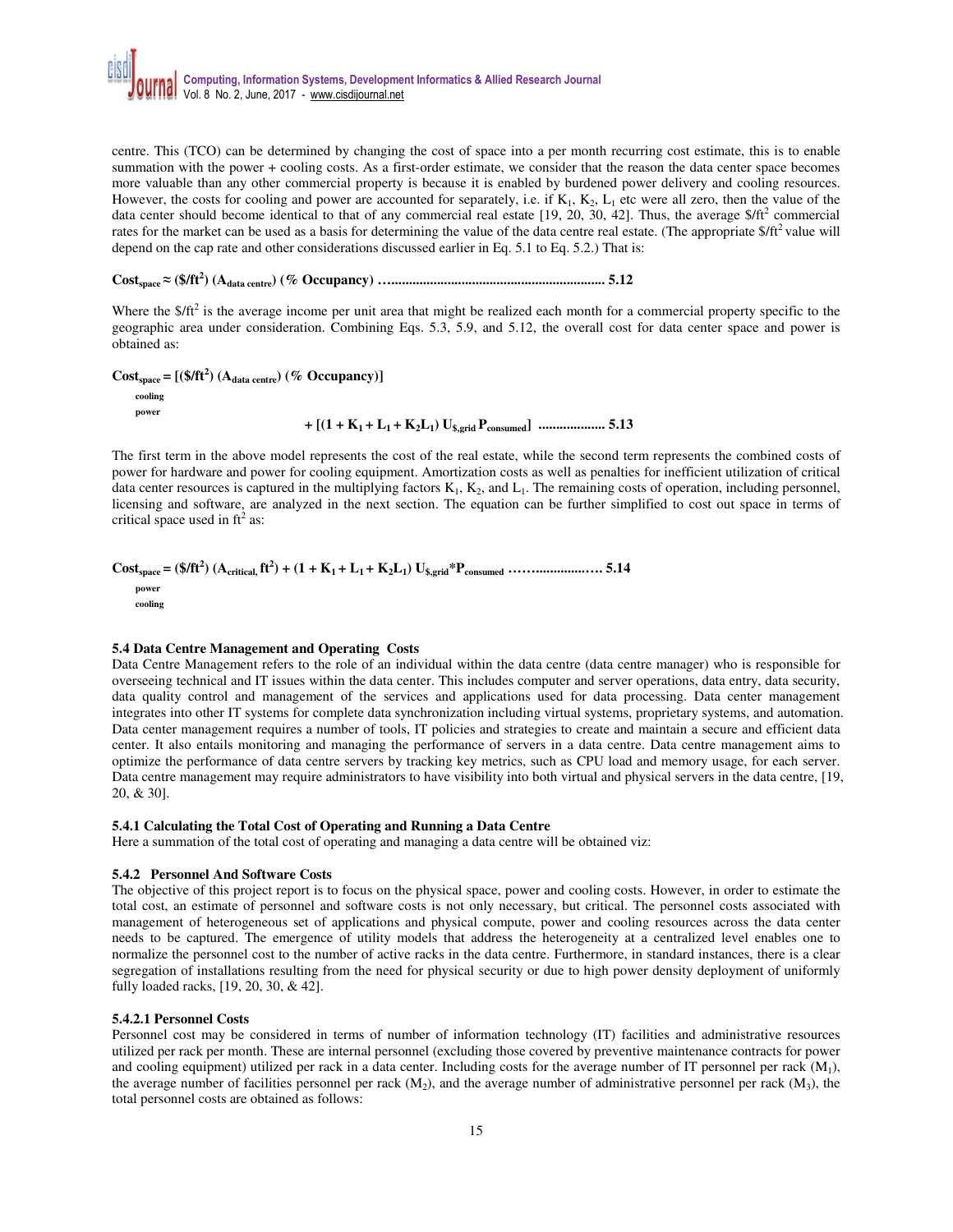centre. This (TCO) can be determined by changing the cost of space into a per month recurring cost estimate, this is to enable summation with the power + cooling costs. As a first-order estimate, we consider that the reason the data center space becomes more valuable than any other commercial property is because it is enabled by burdened power delivery and cooling resources. However, the costs for cooling and power are accounted for separately, i.e. if $K_1$, $K_2$, $L_1$ etc were all zero, then the value of the data center should become identical to that of any commercial real estate [19, 20, 30, 42]. Thus, the average $\$/ft^2$ commercial rates for the market can be used as a basis for determining the value of the data centre real estate. (The appropriate $\$/ft^2$ value will depend on the cap rate and other considerations discussed earlier in Eq. 5.1 to Eq. 5.2.) That is:

$$\mathbf{Cost_{space} \approx (\$/ft^2)\,(A_{data\ centre})\,(\%\ Occupancy)} \quad \text{………………………………………………… 5.12}$$

Where the $\$/ft^2$ is the average income per unit area that might be realized each month for a commercial property specific to the geographic area under consideration. Combining Eqs. 5.3, 5.9, and 5.12, the overall cost for data center space and power is obtained as:

$$\mathbf{Cost_{\substack{space\\cooling\\power}} = [(\$/ft^2)\,(A_{data\ centre})\,(\%\ Occupancy)] + [(1 + K_1 + L_1 + K_2L_1)\,U_{\$,grid}\,P_{consumed}]} \quad \text{……………… 5.13}$$

The first term in the above model represents the cost of the real estate, while the second term represents the combined costs of power for hardware and power for cooling equipment. Amortization costs as well as penalties for inefficient utilization of critical data center resources is captured in the multiplying factors $K_1$, $K_2$, and $L_1$. The remaining costs of operation, including personnel, licensing and software, are analyzed in the next section. The equation can be further simplified to cost out space in terms of critical space used in $ft^2$ as:

$$\mathbf{Cost_{\substack{space\\power\\cooling}} = (\$/ft^2)\,(A_{critical,}\,ft^2) + (1 + K_1 + L_1 + K_2L_1)\,U_{\$,grid} * P_{consumed}} \quad \text{………………… 5.14}$$

### 5.4 Data Centre Management and Operating Costs

Data Centre Management refers to the role of an individual within the data centre (data centre manager) who is responsible for overseeing technical and IT issues within the data center. This includes computer and server operations, data entry, data security, data quality control and management of the services and applications used for data processing. Data center management integrates into other IT systems for complete data synchronization including virtual systems, proprietary systems, and automation. Data center management requires a number of tools, IT policies and strategies to create and maintain a secure and efficient data center. It also entails monitoring and managing the performance of servers in a data centre. Data centre management aims to optimize the performance of data centre servers by tracking key metrics, such as CPU load and memory usage, for each server. Data centre management may require administrators to have visibility into both virtual and physical servers in the data centre, [19, 20, & 30].

#### 5.4.1 Calculating the Total Cost of Operating and Running a Data Centre

Here a summation of the total cost of operating and managing a data centre will be obtained viz:

#### 5.4.2 Personnel And Software Costs

The objective of this project report is to focus on the physical space, power and cooling costs. However, in order to estimate the total cost, an estimate of personnel and software costs is not only necessary, but critical. The personnel costs associated with management of heterogeneous set of applications and physical compute, power and cooling resources across the data center needs to be captured. The emergence of utility models that address the heterogeneity at a centralized level enables one to normalize the personnel cost to the number of active racks in the data centre. Furthermore, in standard instances, there is a clear segregation of installations resulting from the need for physical security or due to high power density deployment of uniformly fully loaded racks, [19, 20, 30, & 42].

##### 5.4.2.1 Personnel Costs

Personnel cost may be considered in terms of number of information technology (IT) facilities and administrative resources utilized per rack per month. These are internal personnel (excluding those covered by preventive maintenance contracts for power and cooling equipment) utilized per rack in a data center. Including costs for the average number of IT personnel per rack ($M_1$), the average number of facilities personnel per rack ($M_2$), and the average number of administrative personnel per rack ($M_3$), the total personnel costs are obtained as follows: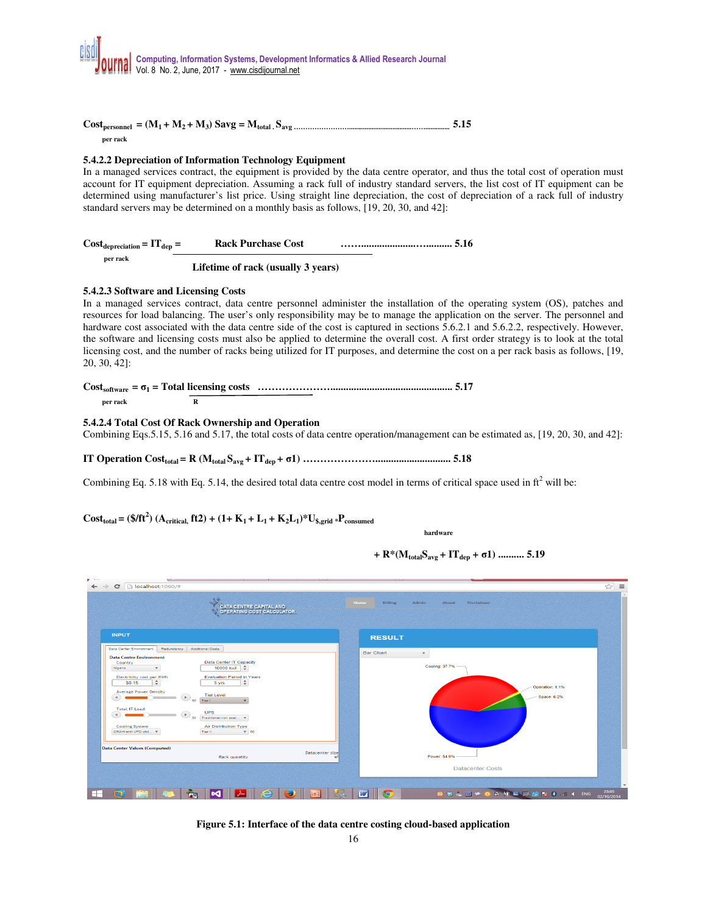$$\text{Cost}_{\substack{\text{personnel} \\ \text{per rack}}} = (M_1 + M_2 + M_3)\ \text{Savg} = M_{total}\,.\,S_{avg} \quad \text{5.15}$$

### 5.4.2.2 Depreciation of Information Technology Equipment

In a managed services contract, the equipment is provided by the data centre operator, and thus the total cost of operation must account for IT equipment depreciation. Assuming a rack full of industry standard servers, the list cost of IT equipment can be determined using manufacturer's list price. Using straight line depreciation, the cost of depreciation of a rack full of industry standard servers may be determined on a monthly basis as follows, [19, 20, 30, and 42]:

$$\text{Cost}_{\substack{\text{depreciation} \\ \text{per rack}}} = IT_{dep} = \frac{\text{Rack Purchase Cost}}{\text{Lifetime of rack (usually 3 years)}} \quad \text{5.16}$$

### 5.4.2.3 Software and Licensing Costs

In a managed services contract, data centre personnel administer the installation of the operating system (OS), patches and resources for load balancing. The user's only responsibility may be to manage the application on the server. The personnel and hardware cost associated with the data centre side of the cost is captured in sections 5.6.2.1 and 5.6.2.2, respectively. However, the software and licensing costs must also be applied to determine the overall cost. A first order strategy is to look at the total licensing cost, and the number of racks being utilized for IT purposes, and determine the cost on a per rack basis as follows, [19, 20, 30, 42]:

$$\text{Cost}_{\substack{\text{software} \\ \text{per rack}}} = \sigma_1 = \frac{\text{Total licensing costs}}{R} \quad \text{5.17}$$

### 5.4.2.4 Total Cost Of Rack Ownership and Operation

Combining Eqs.5.15, 5.16 and 5.17, the total costs of data centre operation/management can be estimated as, [19, 20, 30, and 42]:

$$\text{IT Operation Cost}_{total} = R\,(M_{total}\,S_{avg} + IT_{dep} + \sigma 1) \quad \text{5.18}$$

Combining Eq. 5.18 with Eq. 5.14, the desired total data centre cost model in terms of critical space used in ft$^2$ will be:

$$\text{Cost}_{total} = (\$/\text{ft}^2)\,(A_{critical,}\ \text{ft2}) + (1 + K_1 + L_1 + K_2L_1)^* U_{\$,grid}\ {}^*P_{\substack{\text{consumed} \\ \text{hardware}}}$$

$$+\ R^*(M_{total}S_{avg} + IT_{dep} + \sigma 1) \quad \text{5.19}$$

**Figure 5.1: Interface of the data centre costing cloud-based application**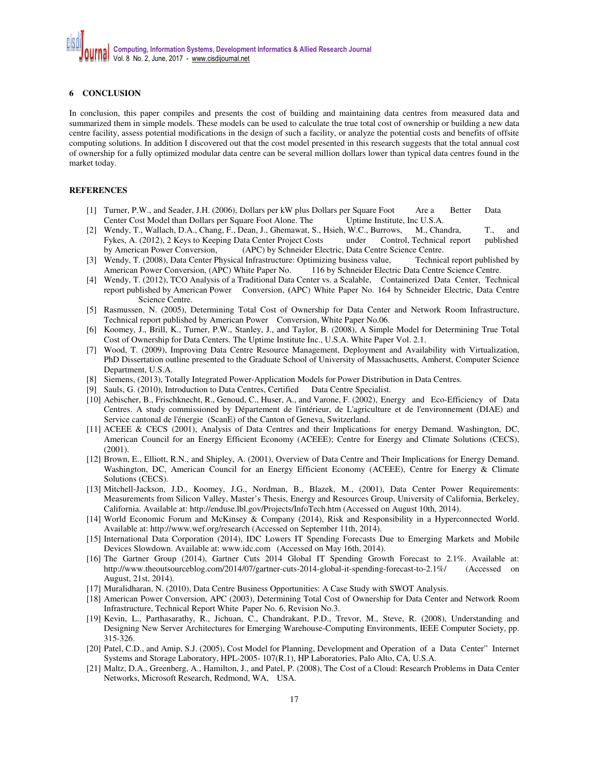## 6 CONCLUSION

In conclusion, this paper compiles and presents the cost of building and maintaining data centres from measured data and summarized them in simple models. These models can be used to calculate the true total cost of ownership or building a new data centre facility, assess potential modifications in the design of such a facility, or analyze the potential costs and benefits of offsite computing solutions. In addition I discovered out that the cost model presented in this research suggests that the total annual cost of ownership for a fully optimized modular data centre can be several million dollars lower than typical data centres found in the market today.

## REFERENCES

[1] Turner, P.W., and Seader, J.H. (2006), Dollars per kW plus Dollars per Square Foot Are a Better Data Center Cost Model than Dollars per Square Foot Alone. The Uptime Institute, Inc U.S.A.

[2] Wendy, T., Wallach, D.A., Chang, F., Dean, J., Ghemawat, S., Hsieh, W.C., Burrows, M., Chandra, T., and Fykes, A. (2012), 2 Keys to Keeping Data Center Project Costs under Control, Technical report published by American Power Conversion, (APC) by Schneider Electric, Data Centre Science Centre.

[3] Wendy, T. (2008), Data Center Physical Infrastructure: Optimizing business value, Technical report published by American Power Conversion, (APC) White Paper No. 116 by Schneider Electric Data Centre Science Centre.

[4] Wendy, T. (2012), TCO Analysis of a Traditional Data Center vs. a Scalable, Containerized Data Center, Technical report published by American Power Conversion, (APC) White Paper No. 164 by Schneider Electric, Data Centre Science Centre.

[5] Rasmussen, N. (2005), Determining Total Cost of Ownership for Data Center and Network Room Infrastructure, Technical report published by American Power Conversion, White Paper No.06.

[6] Koomey, J., Brill, K., Turner, P.W., Stanley, J., and Taylor, B. (2008), A Simple Model for Determining True Total Cost of Ownership for Data Centers. The Uptime Institute Inc., U.S.A. White Paper Vol. 2.1.

[7] Wood, T. (2009), Improving Data Centre Resource Management, Deployment and Availability with Virtualization, PhD Dissertation outline presented to the Graduate School of University of Massachusetts, Amherst, Computer Science Department, U.S.A.

[8] Siemens, (2013), Totally Integrated Power-Application Models for Power Distribution in Data Centres.

[9] Sauls, G. (2010), Introduction to Data Centres, Certified Data Centre Specialist.

[10] Aebischer, B., Frischknecht, R., Genoud, C., Huser, A., and Varone, F. (2002), Energy and Eco-Efficiency of Data Centres. A study commissioned by Département de l'intérieur, de L'agriculture et de l'environnement (DIAE) and Service cantonal de l'énergie (ScanE) of the Canton of Geneva, Switzerland.

[11] ACEEE & CECS (2001), Analysis of Data Centres and their Implications for energy Demand. Washington, DC, American Council for an Energy Efficient Economy (ACEEE); Centre for Energy and Climate Solutions (CECS), (2001).

[12] Brown, E., Elliott, R.N., and Shipley, A. (2001), Overview of Data Centre and Their Implications for Energy Demand. Washington, DC, American Council for an Energy Efficient Economy (ACEEE), Centre for Energy & Climate Solutions (CECS).

[13] Mitchell-Jackson, J.D., Koomey, J.G., Nordman, B., Blazek, M., (2001), Data Center Power Requirements: Measurements from Silicon Valley, Master's Thesis, Energy and Resources Group, University of California, Berkeley, California. Available at: http://enduse.lbl.gov/Projects/InfoTech.htm (Accessed on August 10th, 2014).

[14] World Economic Forum and McKinsey & Company (2014), Risk and Responsibility in a Hyperconnected World. Available at: http://www.wef.org/research (Accessed on September 11th, 2014).

[15] International Data Corporation (2014), IDC Lowers IT Spending Forecasts Due to Emerging Markets and Mobile Devices Slowdown. Available at: www.idc.com (Accessed on May 16th, 2014).

[16] The Gartner Group (2014), Gartner Cuts 2014 Global IT Spending Growth Forecast to 2.1%. Available at: http://www.theoutsourceblog.com/2014/07/gartner-cuts-2014-global-it-spending-forecast-to-2.1%/ (Accessed on August, 21st, 2014).

[17] Muralidharan, N. (2010), Data Centre Business Opportunities: A Case Study with SWOT Analysis.

[18] American Power Conversion, APC (2003), Determining Total Cost of Ownership for Data Center and Network Room Infrastructure, Technical Report White Paper No. 6, Revision No.3.

[19] Kevin, L., Parthasarathy, R., Jichuan, C., Chandrakant, P.D., Trevor, M., Steve, R. (2008), Understanding and Designing New Server Architectures for Emerging Warehouse-Computing Environments, IEEE Computer Society, pp. 315-326.

[20] Patel, C.D., and Amip, S.J. (2005), Cost Model for Planning, Development and Operation of a Data Center" Internet Systems and Storage Laboratory, HPL-2005- 107(R.1), HP Laboratories, Palo Alto, CA, U.S.A.

[21] Maltz, D.A., Greenberg, A., Hamilton, J., and Patel, P. (2008), The Cost of a Cloud: Research Problems in Data Center Networks, Microsoft Research, Redmond, WA, USA.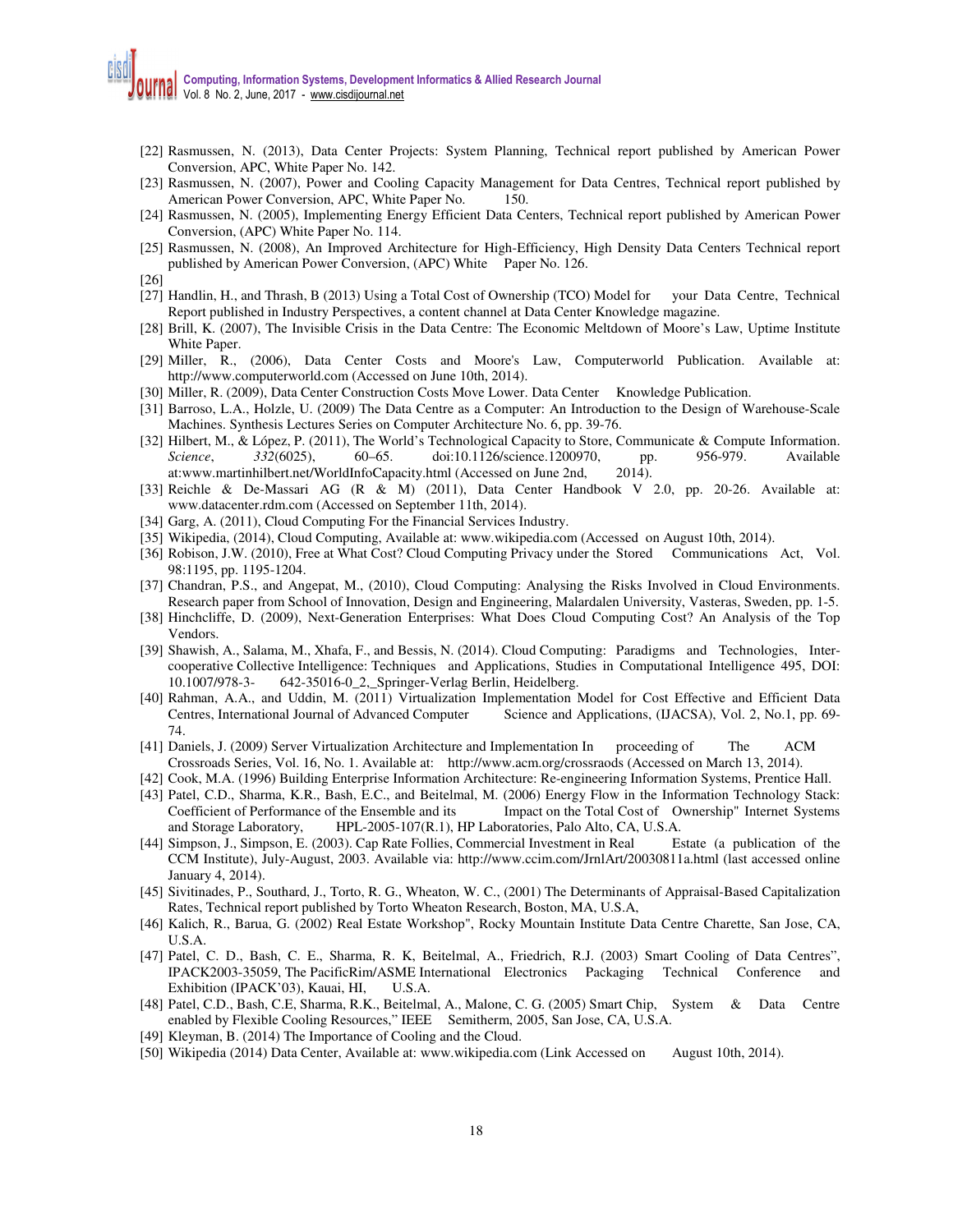[22] Rasmussen, N. (2013), Data Center Projects: System Planning, Technical report published by American Power Conversion, APC, White Paper No. 142.

[23] Rasmussen, N. (2007), Power and Cooling Capacity Management for Data Centres, Technical report published by American Power Conversion, APC, White Paper No. 150.

[24] Rasmussen, N. (2005), Implementing Energy Efficient Data Centers, Technical report published by American Power Conversion, (APC) White Paper No. 114.

[25] Rasmussen, N. (2008), An Improved Architecture for High-Efficiency, High Density Data Centers Technical report published by American Power Conversion, (APC) White Paper No. 126.

[26]

[27] Handlin, H., and Thrash, B (2013) Using a Total Cost of Ownership (TCO) Model for your Data Centre, Technical Report published in Industry Perspectives, a content channel at Data Center Knowledge magazine.

[28] Brill, K. (2007), The Invisible Crisis in the Data Centre: The Economic Meltdown of Moore's Law, Uptime Institute White Paper.

[29] Miller, R., (2006), Data Center Costs and Moore's Law, Computerworld Publication. Available at: http://www.computerworld.com (Accessed on June 10th, 2014).

[30] Miller, R. (2009), Data Center Construction Costs Move Lower. Data Center Knowledge Publication.

[31] Barroso, L.A., Holzle, U. (2009) The Data Centre as a Computer: An Introduction to the Design of Warehouse-Scale Machines. Synthesis Lectures Series on Computer Architecture No. 6, pp. 39-76.

[32] Hilbert, M., & López, P. (2011), The World's Technological Capacity to Store, Communicate & Compute Information. *Science*, *332*(6025), 60–65. doi:10.1126/science.1200970, pp. 956-979. Available at:www.martinhilbert.net/WorldInfoCapacity.html (Accessed on June 2nd, 2014).

[33] Reichle & De-Massari AG (R & M) (2011), Data Center Handbook V 2.0, pp. 20-26. Available at: www.datacenter.rdm.com (Accessed on September 11th, 2014).

[34] Garg, A. (2011), Cloud Computing For the Financial Services Industry.

[35] Wikipedia, (2014), Cloud Computing, Available at: www.wikipedia.com (Accessed on August 10th, 2014).

[36] Robison, J.W. (2010), Free at What Cost? Cloud Computing Privacy under the Stored Communications Act, Vol. 98:1195, pp. 1195-1204.

[37] Chandran, P.S., and Angepat, M., (2010), Cloud Computing: Analysing the Risks Involved in Cloud Environments. Research paper from School of Innovation, Design and Engineering, Malardalen University, Vasteras, Sweden, pp. 1-5.

[38] Hinchcliffe, D. (2009), Next-Generation Enterprises: What Does Cloud Computing Cost? An Analysis of the Top Vendors.

[39] Shawish, A., Salama, M., Xhafa, F., and Bessis, N. (2014). Cloud Computing: Paradigms and Technologies, Inter-cooperative Collective Intelligence: Techniques and Applications, Studies in Computational Intelligence 495, DOI: 10.1007/978-3- 642-35016-0_2,_Springer-Verlag Berlin, Heidelberg.

[40] Rahman, A.A., and Uddin, M. (2011) Virtualization Implementation Model for Cost Effective and Efficient Data Centres, International Journal of Advanced Computer Science and Applications, (IJACSA), Vol. 2, No.1, pp. 69-74.

[41] Daniels, J. (2009) Server Virtualization Architecture and Implementation In proceeding of The ACM Crossroads Series, Vol. 16, No. 1. Available at: http://www.acm.org/crossraods (Accessed on March 13, 2014).

[42] Cook, M.A. (1996) Building Enterprise Information Architecture: Re-engineering Information Systems, Prentice Hall.

[43] Patel, C.D., Sharma, K.R., Bash, E.C., and Beitelmal, M. (2006) Energy Flow in the Information Technology Stack: Coefficient of Performance of the Ensemble and its Impact on the Total Cost of Ownership" Internet Systems and Storage Laboratory, HPL-2005-107(R.1), HP Laboratories, Palo Alto, CA, U.S.A.

[44] Simpson, J., Simpson, E. (2003). Cap Rate Follies, Commercial Investment in Real Estate (a publication of the CCM Institute), July-August, 2003. Available via: http://www.ccim.com/JrnlArt/20030811a.html (last accessed online January 4, 2014).

[45] Sivitinades, P., Southard, J., Torto, R. G., Wheaton, W. C., (2001) The Determinants of Appraisal-Based Capitalization Rates, Technical report published by Torto Wheaton Research, Boston, MA, U.S.A,

[46] Kalich, R., Barua, G. (2002) Real Estate Workshop", Rocky Mountain Institute Data Centre Charette, San Jose, CA, U.S.A.

[47] Patel, C. D., Bash, C. E., Sharma, R. K, Beitelmal, A., Friedrich, R.J. (2003) Smart Cooling of Data Centres", IPACK2003-35059, The PacificRim/ASME International Electronics Packaging Technical Conference and Exhibition (IPACK'03), Kauai, HI, U.S.A.

[48] Patel, C.D., Bash, C.E, Sharma, R.K., Beitelmal, A., Malone, C. G. (2005) Smart Chip, System & Data Centre enabled by Flexible Cooling Resources," IEEE Semitherm, 2005, San Jose, CA, U.S.A.

[49] Kleyman, B. (2014) The Importance of Cooling and the Cloud.

[50] Wikipedia (2014) Data Center, Available at: www.wikipedia.com (Link Accessed on August 10th, 2014).